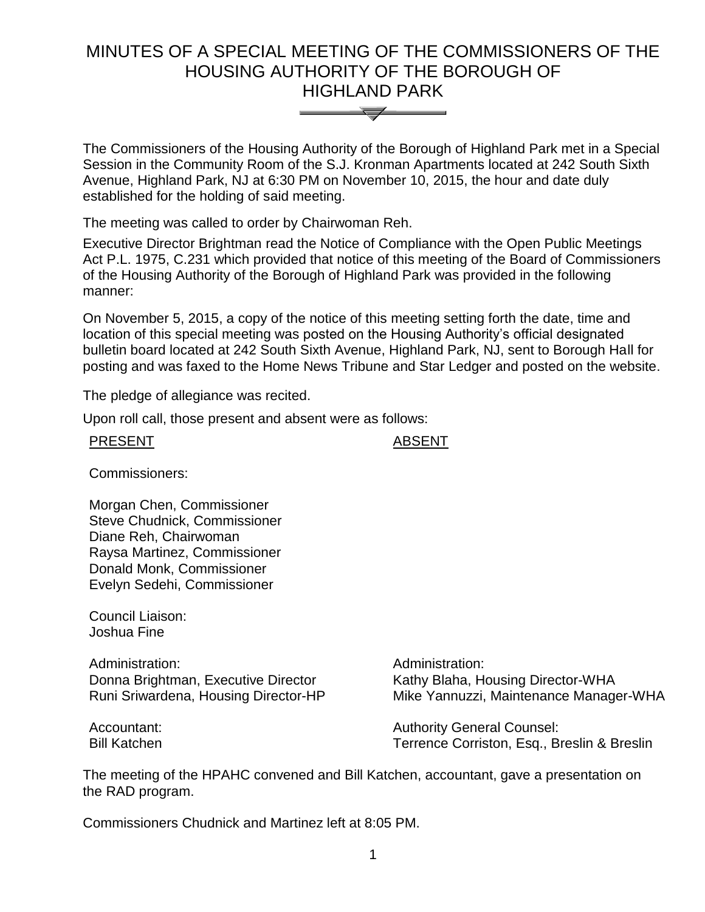# MINUTES OF A SPECIAL MEETING OF THE COMMISSIONERS OF THE HOUSING AUTHORITY OF THE BOROUGH OF HIGHLAND PARK

The Commissioners of the Housing Authority of the Borough of Highland Park met in a Special Session in the Community Room of the S.J. Kronman Apartments located at 242 South Sixth Avenue, Highland Park, NJ at 6:30 PM on November 10, 2015, the hour and date duly established for the holding of said meeting.

The meeting was called to order by Chairwoman Reh.

Executive Director Brightman read the Notice of Compliance with the Open Public Meetings Act P.L. 1975, C.231 which provided that notice of this meeting of the Board of Commissioners of the Housing Authority of the Borough of Highland Park was provided in the following manner:

On November 5, 2015, a copy of the notice of this meeting setting forth the date, time and location of this special meeting was posted on the Housing Authority's official designated bulletin board located at 242 South Sixth Avenue, Highland Park, NJ, sent to Borough Hall for posting and was faxed to the Home News Tribune and Star Ledger and posted on the website.

The pledge of allegiance was recited.

Upon roll call, those present and absent were as follows:

| PRESENT | ABSENT |
|---|---|
| Commissioners: | |
| Morgan Chen, Commissioner | |
| Steve Chudnick, Commissioner | |
| Diane Reh, Chairwoman | |
| Raysa Martinez, Commissioner | |
| Donald Monk, Commissioner | |
| Evelyn Sedehi, Commissioner | |
| Council Liaison: | |
| Joshua Fine | |
| Administration: | Administration: |
| Donna Brightman, Executive Director | Kathy Blaha, Housing Director-WHA |
| Runi Sriwardena, Housing Director-HP | Mike Yannuzzi, Maintenance Manager-WHA |
| Accountant: | Authority General Counsel: |
| Bill Katchen | Terrence Corriston, Esq., Breslin & Breslin |

The meeting of the HPAHC convened and Bill Katchen, accountant, gave a presentation on the RAD program.

Commissioners Chudnick and Martinez left at 8:05 PM.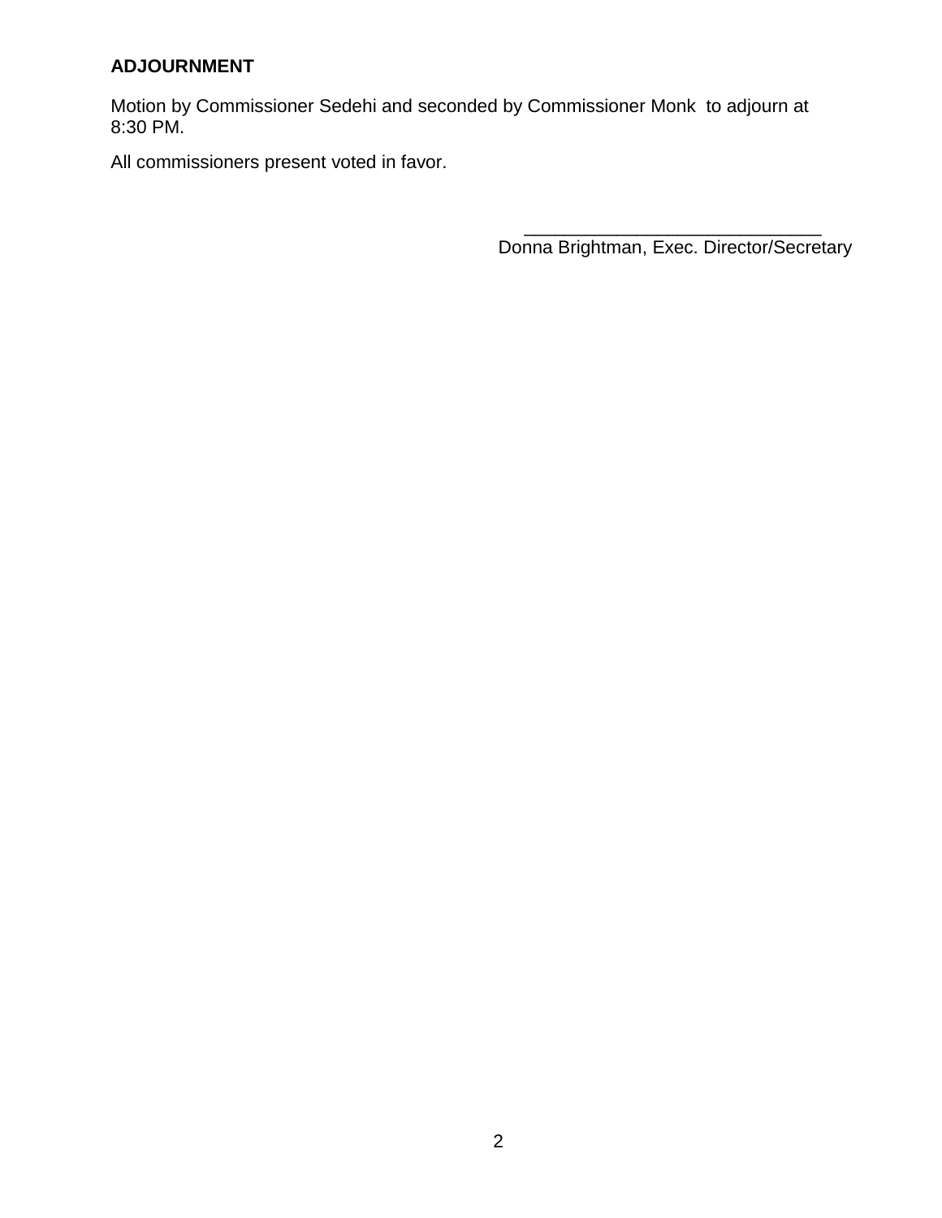**ADJOURNMENT**

Motion by Commissioner Sedehi and seconded by Commissioner Monk to adjourn at 8:30 PM.

All commissioners present voted in favor.

\_\_\_\_\_\_\_\_\_\_\_\_\_\_\_\_\_\_\_\_\_\_\_\_\_\_\_\_\_\_
Donna Brightman, Exec. Director/Secretary